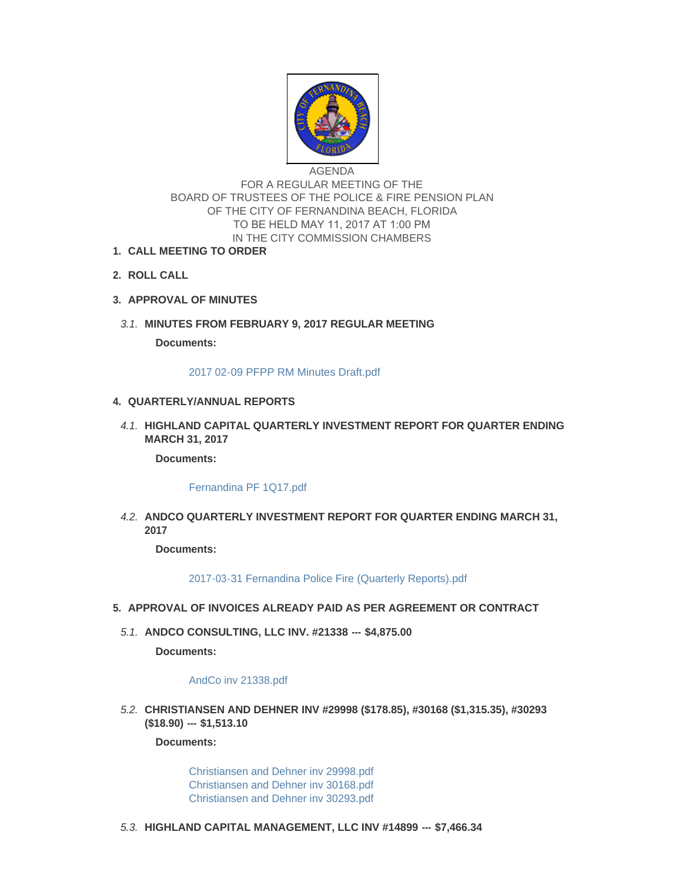AGENDA
FOR A REGULAR MEETING OF THE
BOARD OF TRUSTEES OF THE POLICE & FIRE PENSION PLAN
OF THE CITY OF FERNANDINA BEACH, FLORIDA
TO BE HELD MAY 11, 2017 AT 1:00 PM
IN THE CITY COMMISSION CHAMBERS

1. **CALL MEETING TO ORDER**

2. **ROLL CALL**

3. **APPROVAL OF MINUTES**

   3.1. **MINUTES FROM FEBRUARY 9, 2017 REGULAR MEETING**

   **Documents:**

   2017 02-09 PFPP RM Minutes Draft.pdf

4. **QUARTERLY/ANNUAL REPORTS**

   4.1. **HIGHLAND CAPITAL QUARTERLY INVESTMENT REPORT FOR QUARTER ENDING MARCH 31, 2017**

   **Documents:**

   Fernandina PF 1Q17.pdf

   4.2. **ANDCO QUARTERLY INVESTMENT REPORT FOR QUARTER ENDING MARCH 31, 2017**

   **Documents:**

   2017-03-31 Fernandina Police Fire (Quarterly Reports).pdf

5. **APPROVAL OF INVOICES ALREADY PAID AS PER AGREEMENT OR CONTRACT**

   5.1. **ANDCO CONSULTING, LLC INV. #21338 --- $4,875.00**

   **Documents:**

   AndCo inv 21338.pdf

   5.2. **CHRISTIANSEN AND DEHNER INV #29998 ($178.85), #30168 ($1,315.35), #30293 ($18.90) --- $1,513.10**

   **Documents:**

   Christiansen and Dehner inv 29998.pdf
   Christiansen and Dehner inv 30168.pdf
   Christiansen and Dehner inv 30293.pdf

   5.3. **HIGHLAND CAPITAL MANAGEMENT, LLC INV #14899 --- $7,466.34**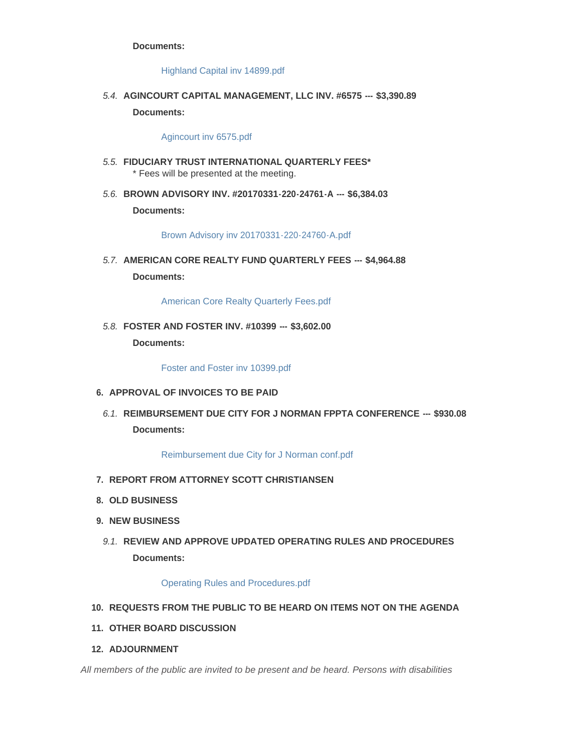**Documents:**

Highland Capital inv 14899.pdf

5.4. **AGINCOURT CAPITAL MANAGEMENT, LLC INV. #6575 --- $3,390.89**

**Documents:**

Agincourt inv 6575.pdf

5.5. **FIDUCIARY TRUST INTERNATIONAL QUARTERLY FEES***
* Fees will be presented at the meeting.

5.6. **BROWN ADVISORY INV. #20170331-220-24761-A --- $6,384.03**

**Documents:**

Brown Advisory inv 20170331-220-24760-A.pdf

5.7. **AMERICAN CORE REALTY FUND QUARTERLY FEES --- $4,964.88**

**Documents:**

American Core Realty Quarterly Fees.pdf

5.8. **FOSTER AND FOSTER INV. #10399 --- $3,602.00**

**Documents:**

Foster and Foster inv 10399.pdf

6. **APPROVAL OF INVOICES TO BE PAID**

6.1. **REIMBURSEMENT DUE CITY FOR J NORMAN FPPTA CONFERENCE --- $930.08**

**Documents:**

Reimbursement due City for J Norman conf.pdf

7. **REPORT FROM ATTORNEY SCOTT CHRISTIANSEN**

8. **OLD BUSINESS**

9. **NEW BUSINESS**

9.1. **REVIEW AND APPROVE UPDATED OPERATING RULES AND PROCEDURES**

**Documents:**

Operating Rules and Procedures.pdf

10. **REQUESTS FROM THE PUBLIC TO BE HEARD ON ITEMS NOT ON THE AGENDA**

11. **OTHER BOARD DISCUSSION**

12. **ADJOURNMENT**

*All members of the public are invited to be present and be heard. Persons with disabilities*